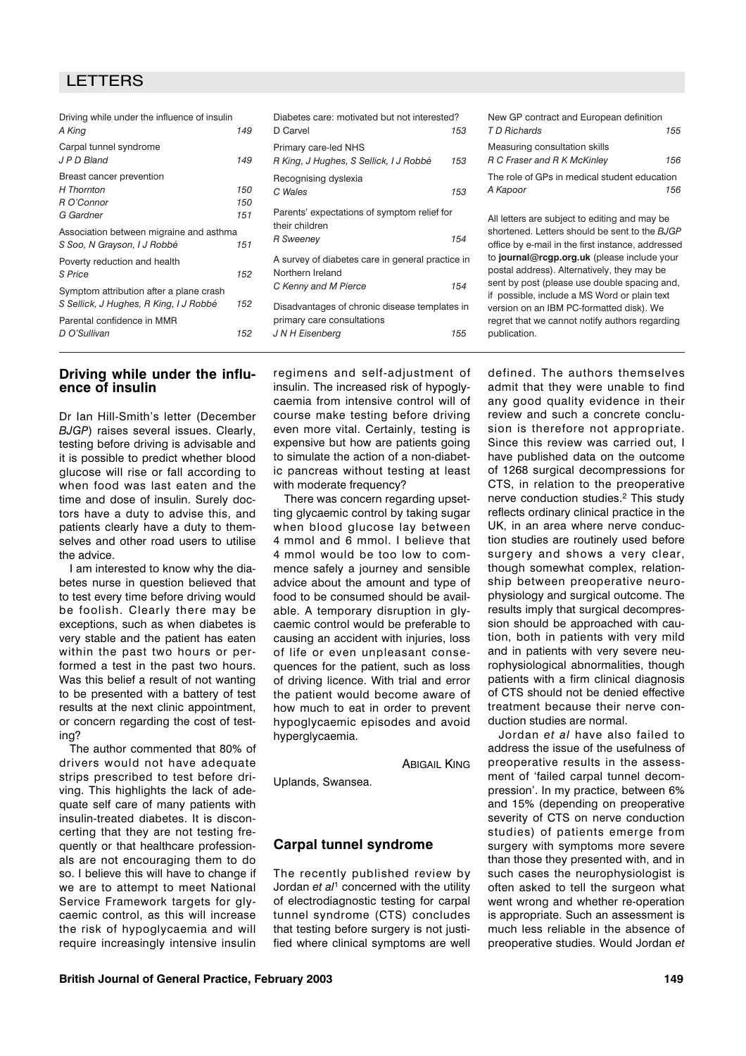# LETTERS

| | |
|---|---|
| Driving while under the influence of insulin *A King* | 149 |
| Carpal tunnel syndrome *J P D Bland* | 149 |
| Breast cancer prevention *H Thornton* | 150 |
| *R O'Connor* | 150 |
| *G Gardner* | 151 |
| Association between migraine and asthma *S Soo, N Grayson, I J Robbé* | 151 |
| Poverty reduction and health *S Price* | 152 |
| Symptom attribution after a plane crash *S Sellick, J Hughes, R King, I J Robbé* | 152 |
| Parental confidence in MMR *D O'Sullivan* | 152 |
| Diabetes care: motivated but not interested? *D Carvel* | 153 |
| Primary care-led NHS *R King, J Hughes, S Sellick, I J Robbé* | 153 |
| Recognising dyslexia *C Wales* | 153 |
| Parents' expectations of symptom relief for their children *R Sweeney* | 154 |
| A survey of diabetes care in general practice in Northern Ireland *C Kenny and M Pierce* | 154 |
| Disadvantages of chronic disease templates in primary care consultations *J N H Eisenberg* | 155 |
| New GP contract and European definition *T D Richards* | 155 |
| Measuring consultation skills *R C Fraser and R K McKinley* | 156 |
| The role of GPs in medical student education *A Kapoor* | 156 |

All letters are subject to editing and may be shortened. Letters should be sent to the *BJGP* office by e-mail in the first instance, addressed to **journal@rcgp.org.uk** (please include your postal address). Alternatively, they may be sent by post (please use double spacing and, if possible, include a MS Word or plain text version on an IBM PC-formatted disk). We regret that we cannot notify authors regarding publication.

## Driving while under the influence of insulin

Dr Ian Hill-Smith's letter (December *BJGP*) raises several issues. Clearly, testing before driving is advisable and it is possible to predict whether blood glucose will rise or fall according to when food was last eaten and the time and dose of insulin. Surely doctors have a duty to advise this, and patients clearly have a duty to themselves and other road users to utilise the advice.

I am interested to know why the diabetes nurse in question believed that to test every time before driving would be foolish. Clearly there may be exceptions, such as when diabetes is very stable and the patient has eaten within the past two hours or performed a test in the past two hours. Was this belief a result of not wanting to be presented with a battery of test results at the next clinic appointment, or concern regarding the cost of testing?

The author commented that 80% of drivers would not have adequate strips prescribed to test before driving. This highlights the lack of adequate self care of many patients with insulin-treated diabetes. It is disconcerting that they are not testing frequently or that healthcare professionals are not encouraging them to do so. I believe this will have to change if we are to attempt to meet National Service Framework targets for glycaemic control, as this will increase the risk of hypoglycaemia and will require increasingly intensive insulin regimens and self-adjustment of insulin. The increased risk of hypoglycaemia from intensive control will of course make testing before driving even more vital. Certainly, testing is expensive but how are patients going to simulate the action of a non-diabetic pancreas without testing at least with moderate frequency?

There was concern regarding upsetting glycaemic control by taking sugar when blood glucose lay between 4 mmol and 6 mmol. I believe that 4 mmol would be too low to commence safely a journey and sensible advice about the amount and type of food to be consumed should be available. A temporary disruption in glycaemic control would be preferable to causing an accident with injuries, loss of life or even unpleasant consequences for the patient, such as loss of driving licence. With trial and error the patient would become aware of how much to eat in order to prevent hypoglycaemic episodes and avoid hyperglycaemia.

ABIGAIL KING

Uplands, Swansea.

## Carpal tunnel syndrome

The recently published review by Jordan *et al*[1] concerned with the utility of electrodiagnostic testing for carpal tunnel syndrome (CTS) concludes that testing before surgery is not justified where clinical symptoms are well defined. The authors themselves admit that they were unable to find any good quality evidence in their review and such a concrete conclusion is therefore not appropriate. Since this review was carried out, I have published data on the outcome of 1268 surgical decompressions for CTS, in relation to the preoperative nerve conduction studies.[2] This study reflects ordinary clinical practice in the UK, in an area where nerve conduction studies are routinely used before surgery and shows a very clear, though somewhat complex, relationship between preoperative neurophysiology and surgical outcome. The results imply that surgical decompression should be approached with caution, both in patients with very mild and in patients with very severe neurophysiological abnormalities, though patients with a firm clinical diagnosis of CTS should not be denied effective treatment because their nerve conduction studies are normal.

Jordan *et al* have also failed to address the issue of the usefulness of preoperative results in the assessment of 'failed carpal tunnel decompression'. In my practice, between 6% and 15% (depending on preoperative severity of CTS on nerve conduction studies) of patients emerge from surgery with symptoms more severe than those they presented with, and in such cases the neurophysiologist is often asked to tell the surgeon what went wrong and whether re-operation is appropriate. Such an assessment is much less reliable in the absence of preoperative studies. Would Jordan *et*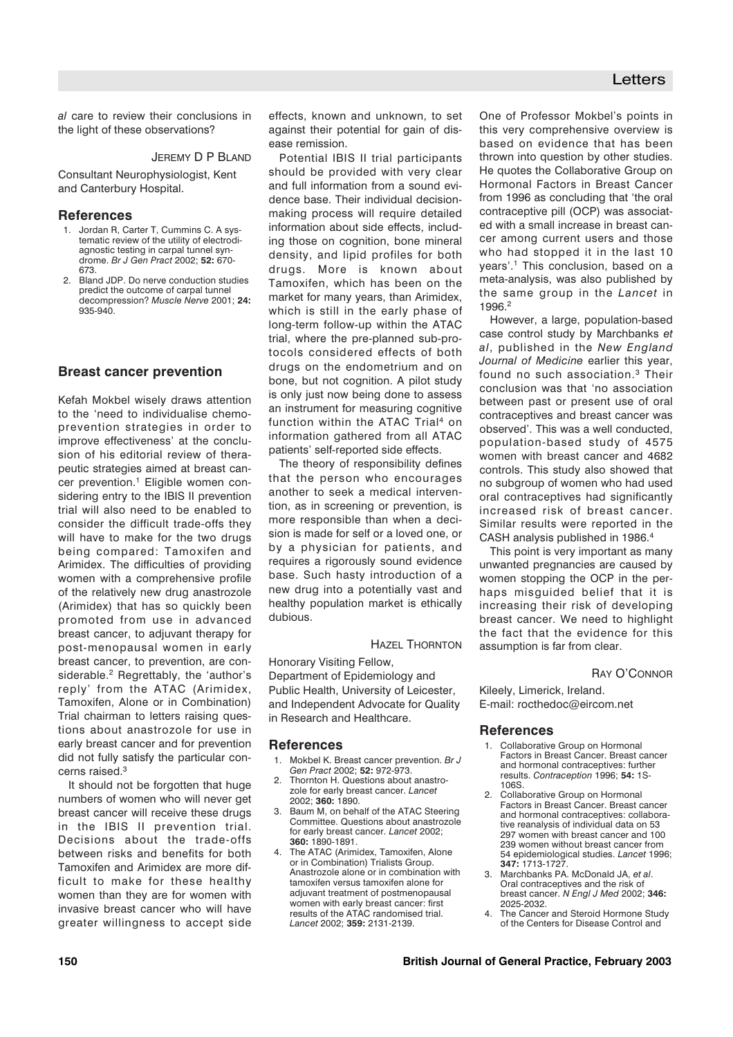*al* care to review their conclusions in the light of these observations?

JEREMY D P BLAND

Consultant Neurophysiologist, Kent and Canterbury Hospital.

### References

1. Jordan R, Carter T, Cummins C. A systematic review of the utility of electrodiagnostic testing in carpal tunnel syndrome. *Br J Gen Pract* 2002; **52:** 670-673.
2. Bland JDP. Do nerve conduction studies predict the outcome of carpal tunnel decompression? *Muscle Nerve* 2001; **24:** 935-940.

## Breast cancer prevention

Kefah Mokbel wisely draws attention to the 'need to individualise chemoprevention strategies in order to improve effectiveness' at the conclusion of his editorial review of therapeutic strategies aimed at breast cancer prevention.[1] Eligible women considering entry to the IBIS II prevention trial will also need to be enabled to consider the difficult trade-offs they will have to make for the two drugs being compared: Tamoxifen and Arimidex. The difficulties of providing women with a comprehensive profile of the relatively new drug anastrozole (Arimidex) that has so quickly been promoted from use in advanced breast cancer, to adjuvant therapy for post-menopausal women in early breast cancer, to prevention, are considerable.[2] Regrettably, the 'author's reply' from the ATAC (Arimidex, Tamoxifen, Alone or in Combination) Trial chairman to letters raising questions about anastrozole for use in early breast cancer and for prevention did not fully satisfy the particular concerns raised.[3]

It should not be forgotten that huge numbers of women who will never get breast cancer will receive these drugs in the IBIS II prevention trial. Decisions about the trade-offs between risks and benefits for both Tamoxifen and Arimidex are more difficult to make for these healthy women than they are for women with invasive breast cancer who will have greater willingness to accept side effects, known and unknown, to set against their potential for gain of disease remission.

Potential IBIS II trial participants should be provided with very clear and full information from a sound evidence base. Their individual decision-making process will require detailed information about side effects, including those on cognition, bone mineral density, and lipid profiles for both drugs. More is known about Tamoxifen, which has been on the market for many years, than Arimidex, which is still in the early phase of long-term follow-up within the ATAC trial, where the pre-planned sub-protocols considered effects of both drugs on the endometrium and on bone, but not cognition. A pilot study is only just now being done to assess an instrument for measuring cognitive function within the ATAC Trial[4] on information gathered from all ATAC patients' self-reported side effects.

The theory of responsibility defines that the person who encourages another to seek a medical intervention, as in screening or prevention, is more responsible than when a decision is made for self or a loved one, or by a physician for patients, and requires a rigorously sound evidence base. Such hasty introduction of a new drug into a potentially vast and healthy population market is ethically dubious.

HAZEL THORNTON

Honorary Visiting Fellow, Department of Epidemiology and Public Health, University of Leicester, and Independent Advocate for Quality in Research and Healthcare.

### References

1. Mokbel K. Breast cancer prevention. *Br J Gen Pract* 2002; **52:** 972-973.
2. Thornton H. Questions about anastrozole for early breast cancer. *Lancet* 2002; **360:** 1890.
3. Baum M, on behalf of the ATAC Steering Committee. Questions about anastrozole for early breast cancer. *Lancet* 2002; **360:** 1890-1891.
4. The ATAC (Arimidex, Tamoxifen, Alone or in Combination) Trialists Group. Anastrozole alone or in combination with tamoxifen versus tamoxifen alone for adjuvant treatment of postmenopausal women with early breast cancer: first results of the ATAC randomised trial. *Lancet* 2002; **359:** 2131-2139.

One of Professor Mokbel's points in this very comprehensive overview is based on evidence that has been thrown into question by other studies. He quotes the Collaborative Group on Hormonal Factors in Breast Cancer from 1996 as concluding that 'the oral contraceptive pill (OCP) was associated with a small increase in breast cancer among current users and those who had stopped it in the last 10 years'.[1] This conclusion, based on a meta-analysis, was also published by the same group in the *Lancet* in 1996.[2]

However, a large, population-based case control study by Marchbanks *et al*, published in the *New England Journal of Medicine* earlier this year, found no such association.[3] Their conclusion was that 'no association between past or present use of oral contraceptives and breast cancer was observed'. This was a well conducted, population-based study of 4575 women with breast cancer and 4682 controls. This study also showed that no subgroup of women who had used oral contraceptives had significantly increased risk of breast cancer. Similar results were reported in the CASH analysis published in 1986.[4]

This point is very important as many unwanted pregnancies are caused by women stopping the OCP in the perhaps misguided belief that it is increasing their risk of developing breast cancer. We need to highlight the fact that the evidence for this assumption is far from clear.

RAY O'CONNOR

Kileely, Limerick, Ireland.
E-mail: rocthedoc@eircom.net

### References

1. Collaborative Group on Hormonal Factors in Breast Cancer. Breast cancer and hormonal contraceptives: further results. *Contraception* 1996; **54:** 1S-106S.
2. Collaborative Group on Hormonal Factors in Breast Cancer. Breast cancer and hormonal contraceptives: collaborative reanalysis of individual data on 53 297 women with breast cancer and 100 239 women without breast cancer from 54 epidemiological studies. *Lancet* 1996; **347:** 1713-1727.
3. Marchbanks PA. McDonald JA, *et al*. Oral contraceptives and the risk of breast cancer. *N Engl J Med* 2002; **346:** 2025-2032.
4. The Cancer and Steroid Hormone Study of the Centers for Disease Control and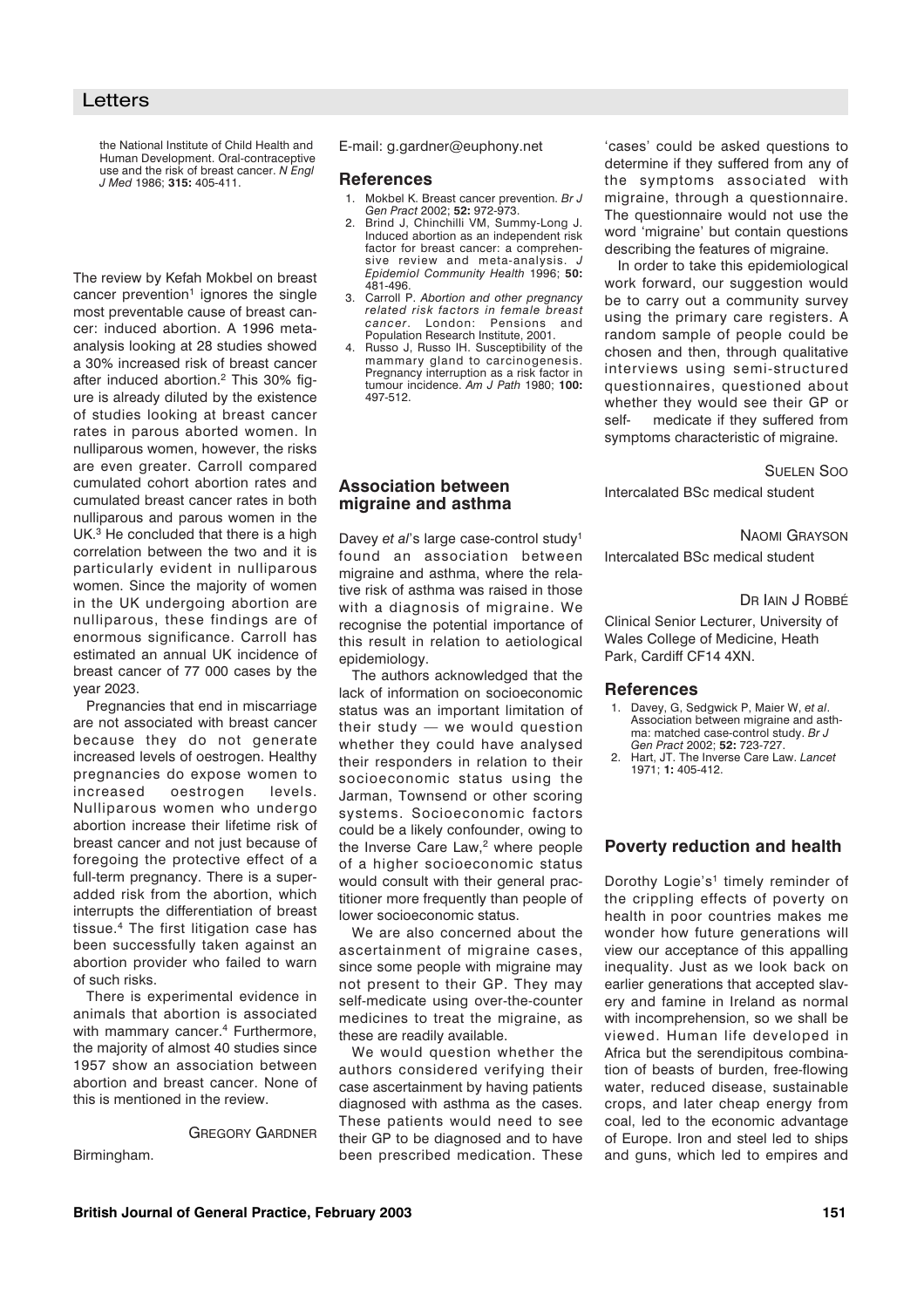the National Institute of Child Health and Human Development. Oral-contraceptive use and the risk of breast cancer. *N Engl J Med* 1986; **315:** 405-411.

The review by Kefah Mokbel on breast cancer prevention[1] ignores the single most preventable cause of breast cancer: induced abortion. A 1996 meta-analysis looking at 28 studies showed a 30% increased risk of breast cancer after induced abortion.[2] This 30% figure is already diluted by the existence of studies looking at breast cancer rates in parous aborted women. In nulliparous women, however, the risks are even greater. Carroll compared cumulated cohort abortion rates and cumulated breast cancer rates in both nulliparous and parous women in the UK.[3] He concluded that there is a high correlation between the two and it is particularly evident in nulliparous women. Since the majority of women in the UK undergoing abortion are nulliparous, these findings are of enormous significance. Carroll has estimated an annual UK incidence of breast cancer of 77 000 cases by the year 2023.

Pregnancies that end in miscarriage are not associated with breast cancer because they do not generate increased levels of oestrogen. Healthy pregnancies do expose women to increased oestrogen levels. Nulliparous women who undergo abortion increase their lifetime risk of breast cancer and not just because of foregoing the protective effect of a full-term pregnancy. There is a super-added risk from the abortion, which interrupts the differentiation of breast tissue.[4] The first litigation case has been successfully taken against an abortion provider who failed to warn of such risks.

There is experimental evidence in animals that abortion is associated with mammary cancer.[4] Furthermore, the majority of almost 40 studies since 1957 show an association between abortion and breast cancer. None of this is mentioned in the review.

GREGORY GARDNER

Birmingham.

E-mail: g.gardner@euphony.net

### References

1. Mokbel K. Breast cancer prevention. *Br J Gen Pract* 2002; **52:** 972-973.
2. Brind J, Chinchilli VM, Summy-Long J. Induced abortion as an independent risk factor for breast cancer: a comprehensive review and meta-analysis. *J Epidemiol Community Health* 1996; **50:** 481-496.
3. Carroll P. *Abortion and other pregnancy related risk factors in female breast cancer*. London: Pensions and Population Research Institute, 2001.
4. Russo J, Russo IH. Susceptibility of the mammary gland to carcinogenesis. Pregnancy interruption as a risk factor in tumour incidence. *Am J Path* 1980; **100:** 497-512.

## Association between migraine and asthma

Davey *et al*'s large case-control study[1] found an association between migraine and asthma, where the relative risk of asthma was raised in those with a diagnosis of migraine. We recognise the potential importance of this result in relation to aetiological epidemiology.

The authors acknowledged that the lack of information on socioeconomic status was an important limitation of their study — we would question whether they could have analysed their responders in relation to their socioeconomic status using the Jarman, Townsend or other scoring systems. Socioeconomic factors could be a likely confounder, owing to the Inverse Care Law,[2] where people of a higher socioeconomic status would consult with their general practitioner more frequently than people of lower socioeconomic status.

We are also concerned about the ascertainment of migraine cases, since some people with migraine may not present to their GP. They may self-medicate using over-the-counter medicines to treat the migraine, as these are readily available.

We would question whether the authors considered verifying their case ascertainment by having patients diagnosed with asthma as the cases. These patients would need to see their GP to be diagnosed and to have been prescribed medication. These 'cases' could be asked questions to determine if they suffered from any of the symptoms associated with migraine, through a questionnaire. The questionnaire would not use the word 'migraine' but contain questions describing the features of migraine.

In order to take this epidemiological work forward, our suggestion would be to carry out a community survey using the primary care registers. A random sample of people could be chosen and then, through qualitative interviews using semi-structured questionnaires, questioned about whether they would see their GP or self- medicate if they suffered from symptoms characteristic of migraine.

SUELEN SOO

Intercalated BSc medical student

NAOMI GRAYSON

Intercalated BSc medical student

DR IAIN J ROBBÉ

Clinical Senior Lecturer, University of Wales College of Medicine, Heath Park, Cardiff CF14 4XN.

### References

1. Davey, G, Sedgwick P, Maier W, *et al*. Association between migraine and asthma: matched case-control study. *Br J Gen Pract* 2002; **52:** 723-727.
2. Hart, JT. The Inverse Care Law. *Lancet* 1971; **1:** 405-412.

## Poverty reduction and health

Dorothy Logie's[1] timely reminder of the crippling effects of poverty on health in poor countries makes me wonder how future generations will view our acceptance of this appalling inequality. Just as we look back on earlier generations that accepted slavery and famine in Ireland as normal with incomprehension, so we shall be viewed. Human life developed in Africa but the serendipitous combination of beasts of burden, free-flowing water, reduced disease, sustainable crops, and later cheap energy from coal, led to the economic advantage of Europe. Iron and steel led to ships and guns, which led to empires and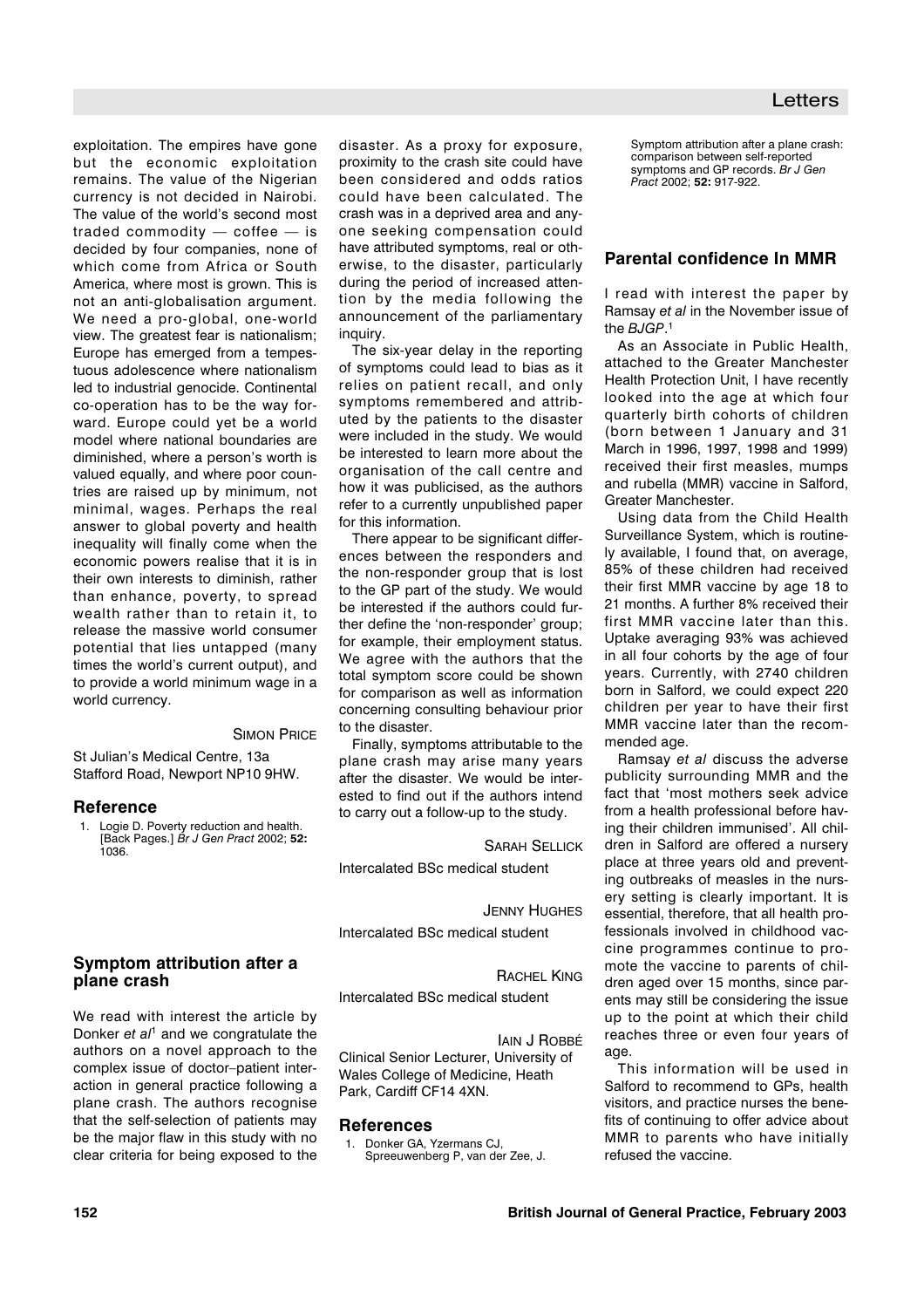exploitation. The empires have gone but the economic exploitation remains. The value of the Nigerian currency is not decided in Nairobi. The value of the world's second most traded commodity — coffee — is decided by four companies, none of which come from Africa or South America, where most is grown. This is not an anti-globalisation argument. We need a pro-global, one-world view. The greatest fear is nationalism; Europe has emerged from a tempestuous adolescence where nationalism led to industrial genocide. Continental co-operation has to be the way forward. Europe could yet be a world model where national boundaries are diminished, where a person's worth is valued equally, and where poor countries are raised up by minimum, not minimal, wages. Perhaps the real answer to global poverty and health inequality will finally come when the economic powers realise that it is in their own interests to diminish, rather than enhance, poverty, to spread wealth rather than to retain it, to release the massive world consumer potential that lies untapped (many times the world's current output), and to provide a world minimum wage in a world currency.

SIMON PRICE

St Julian's Medical Centre, 13a Stafford Road, Newport NP10 9HW.

### Reference

1. Logie D. Poverty reduction and health. [Back Pages.] *Br J Gen Pract* 2002; **52:** 1036.

## Symptom attribution after a plane crash

We read with interest the article by Donker *et al*[1] and we congratulate the authors on a novel approach to the complex issue of doctor–patient interaction in general practice following a plane crash. The authors recognise that the self-selection of patients may be the major flaw in this study with no clear criteria for being exposed to the disaster. As a proxy for exposure, proximity to the crash site could have been considered and odds ratios could have been calculated. The crash was in a deprived area and anyone seeking compensation could have attributed symptoms, real or otherwise, to the disaster, particularly during the period of increased attention by the media following the announcement of the parliamentary inquiry.

The six-year delay in the reporting of symptoms could lead to bias as it relies on patient recall, and only symptoms remembered and attributed by the patients to the disaster were included in the study. We would be interested to learn more about the organisation of the call centre and how it was publicised, as the authors refer to a currently unpublished paper for this information.

There appear to be significant differences between the responders and the non-responder group that is lost to the GP part of the study. We would be interested if the authors could further define the 'non-responder' group; for example, their employment status. We agree with the authors that the total symptom score could be shown for comparison as well as information concerning consulting behaviour prior to the disaster.

Finally, symptoms attributable to the plane crash may arise many years after the disaster. We would be interested to find out if the authors intend to carry out a follow-up to the study.

SARAH SELLICK

Intercalated BSc medical student

JENNY HUGHES

Intercalated BSc medical student

RACHEL KING

Intercalated BSc medical student

IAIN J ROBBÉ

Clinical Senior Lecturer, University of Wales College of Medicine, Heath Park, Cardiff CF14 4XN.

### References

1. Donker GA, Yzermans CJ, Spreeuwenberg P, van der Zee, J. Symptom attribution after a plane crash: comparison between self-reported symptoms and GP records. *Br J Gen Pract* 2002; **52:** 917-922.

## Parental confidence In MMR

I read with interest the paper by Ramsay *et al* in the November issue of the *BJGP*.[1]

As an Associate in Public Health, attached to the Greater Manchester Health Protection Unit, I have recently looked into the age at which four quarterly birth cohorts of children (born between 1 January and 31 March in 1996, 1997, 1998 and 1999) received their first measles, mumps and rubella (MMR) vaccine in Salford, Greater Manchester.

Using data from the Child Health Surveillance System, which is routinely available, I found that, on average, 85% of these children had received their first MMR vaccine by age 18 to 21 months. A further 8% received their first MMR vaccine later than this. Uptake averaging 93% was achieved in all four cohorts by the age of four years. Currently, with 2740 children born in Salford, we could expect 220 children per year to have their first MMR vaccine later than the recommended age.

Ramsay *et al* discuss the adverse publicity surrounding MMR and the fact that 'most mothers seek advice from a health professional before having their children immunised'. All children in Salford are offered a nursery place at three years old and preventing outbreaks of measles in the nursery setting is clearly important. It is essential, therefore, that all health professionals involved in childhood vaccine programmes continue to promote the vaccine to parents of children aged over 15 months, since parents may still be considering the issue up to the point at which their child reaches three or even four years of age.

This information will be used in Salford to recommend to GPs, health visitors, and practice nurses the benefits of continuing to offer advice about MMR to parents who have initially refused the vaccine.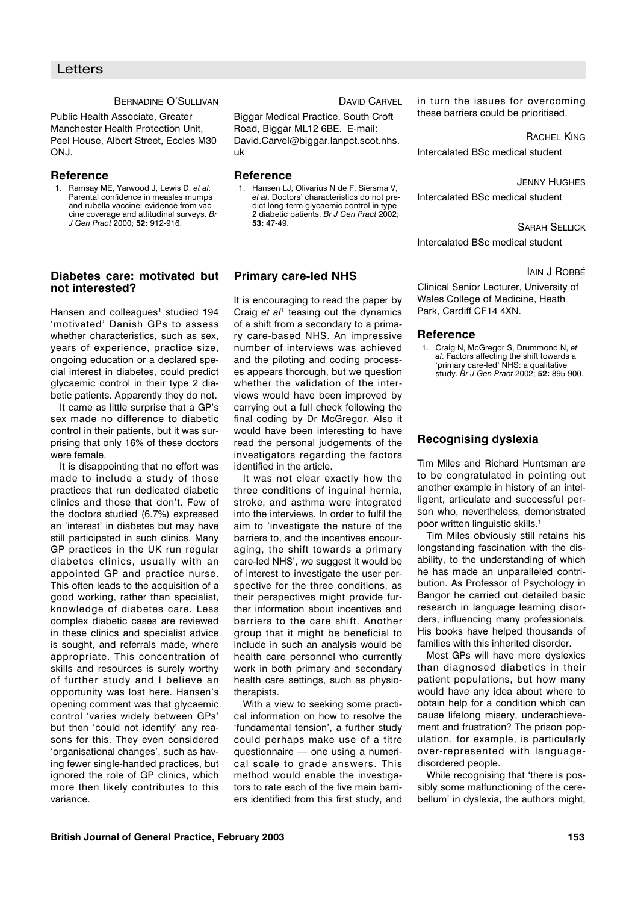BERNADINE O'SULLIVAN

Public Health Associate, Greater Manchester Health Protection Unit, Peel House, Albert Street, Eccles M30 ONJ.

### Reference

1. Ramsay ME, Yarwood J, Lewis D, *et al*. Parental confidence in measles mumps and rubella vaccine: evidence from vaccine coverage and attitudinal surveys. *Br J Gen Pract* 2000; **52:** 912-916.

## Diabetes care: motivated but not interested?

Hansen and colleagues[1] studied 194 'motivated' Danish GPs to assess whether characteristics, such as sex, years of experience, practice size, ongoing education or a declared special interest in diabetes, could predict glycaemic control in their type 2 diabetic patients. Apparently they do not.

It came as little surprise that a GP's sex made no difference to diabetic control in their patients, but it was surprising that only 16% of these doctors were female.

It is disappointing that no effort was made to include a study of those practices that run dedicated diabetic clinics and those that don't. Few of the doctors studied (6.7%) expressed an 'interest' in diabetes but may have still participated in such clinics. Many GP practices in the UK run regular diabetes clinics, usually with an appointed GP and practice nurse. This often leads to the acquisition of a good working, rather than specialist, knowledge of diabetes care. Less complex diabetic cases are reviewed in these clinics and specialist advice is sought, and referrals made, where appropriate. This concentration of skills and resources is surely worthy of further study and I believe an opportunity was lost here. Hansen's opening comment was that glycaemic control 'varies widely between GPs' but then 'could not identify' any reasons for this. They even considered 'organisational changes', such as having fewer single-handed practices, but ignored the role of GP clinics, which more then likely contributes to this variance.

DAVID CARVEL

Biggar Medical Practice, South Croft Road, Biggar ML12 6BE. E-mail: David.Carvel@biggar.lanpct.scot.nhs.uk

### Reference

1. Hansen LJ, Olivarius N de F, Siersma V, *et al*. Doctors' characteristics do not predict long-term glycaemic control in type 2 diabetic patients. *Br J Gen Pract* 2002; **53:** 47-49.

## Primary care-led NHS

It is encouraging to read the paper by Craig *et al*[1] teasing out the dynamics of a shift from a secondary to a primary care-based NHS. An impressive number of interviews was achieved and the piloting and coding processes appears thorough, but we question whether the validation of the interviews would have been improved by carrying out a full check following the final coding by Dr McGregor. Also it would have been interesting to have read the personal judgements of the investigators regarding the factors identified in the article.

It was not clear exactly how the three conditions of inguinal hernia, stroke, and asthma were integrated into the interviews. In order to fulfil the aim to 'investigate the nature of the barriers to, and the incentives encouraging, the shift towards a primary care-led NHS', we suggest it would be of interest to investigate the user perspective for the three conditions, as their perspectives might provide further information about incentives and barriers to the care shift. Another group that it might be beneficial to include in such an analysis would be health care personnel who currently work in both primary and secondary health care settings, such as physiotherapists.

With a view to seeking some practical information on how to resolve the 'fundamental tension', a further study could perhaps make use of a titre questionnaire — one using a numerical scale to grade answers. This method would enable the investigators to rate each of the five main barriers identified from this first study, and in turn the issues for overcoming these barriers could be prioritised.

RACHEL KING

Intercalated BSc medical student

JENNY HUGHES

Intercalated BSc medical student

SARAH SELLICK

Intercalated BSc medical student

IAIN J ROBBÉ

Clinical Senior Lecturer, University of Wales College of Medicine, Heath Park, Cardiff CF14 4XN.

### Reference

1. Craig N, McGregor S, Drummond N, *et al*. Factors affecting the shift towards a 'primary care-led' NHS: a qualitative study. *Br J Gen Pract* 2002; **52:** 895-900.

## Recognising dyslexia

Tim Miles and Richard Huntsman are to be congratulated in pointing out another example in history of an intelligent, articulate and successful person who, nevertheless, demonstrated poor written linguistic skills.[1]

Tim Miles obviously still retains his longstanding fascination with the disability, to the understanding of which he has made an unparalleled contribution. As Professor of Psychology in Bangor he carried out detailed basic research in language learning disorders, influencing many professionals. His books have helped thousands of families with this inherited disorder.

Most GPs will have more dyslexics than diagnosed diabetics in their patient populations, but how many would have any idea about where to obtain help for a condition which can cause lifelong misery, underachievement and frustration? The prison population, for example, is particularly over-represented with language-disordered people.

While recognising that 'there is possibly some malfunctioning of the cerebellum' in dyslexia, the authors might,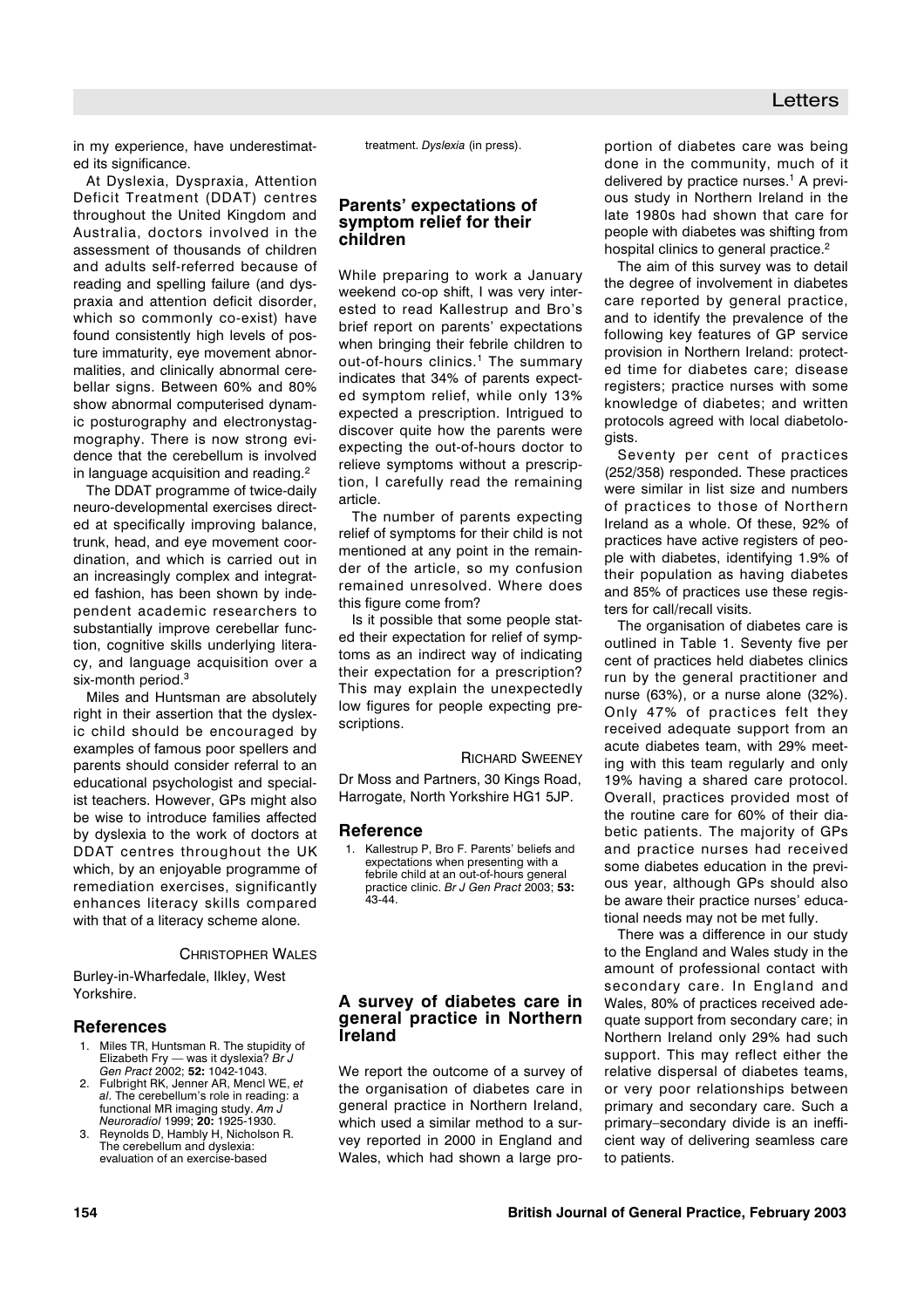in my experience, have underestimated its significance.

At Dyslexia, Dyspraxia, Attention Deficit Treatment (DDAT) centres throughout the United Kingdom and Australia, doctors involved in the assessment of thousands of children and adults self-referred because of reading and spelling failure (and dyspraxia and attention deficit disorder, which so commonly co-exist) have found consistently high levels of posture immaturity, eye movement abnormalities, and clinically abnormal cerebellar signs. Between 60% and 80% show abnormal computerised dynamic posturography and electronystagmography. There is now strong evidence that the cerebellum is involved in language acquisition and reading.[2]

The DDAT programme of twice-daily neuro-developmental exercises directed at specifically improving balance, trunk, head, and eye movement coordination, and which is carried out in an increasingly complex and integrated fashion, has been shown by independent academic researchers to substantially improve cerebellar function, cognitive skills underlying literacy, and language acquisition over a six-month period.[3]

Miles and Huntsman are absolutely right in their assertion that the dyslexic child should be encouraged by examples of famous poor spellers and parents should consider referral to an educational psychologist and specialist teachers. However, GPs might also be wise to introduce families affected by dyslexia to the work of doctors at DDAT centres throughout the UK which, by an enjoyable programme of remediation exercises, significantly enhances literacy skills compared with that of a literacy scheme alone.

CHRISTOPHER WALES

Burley-in-Wharfedale, Ilkley, West Yorkshire.

### References

1. Miles TR, Huntsman R. The stupidity of Elizabeth Fry — was it dyslexia? *Br J Gen Pract* 2002; **52:** 1042-1043.
2. Fulbright RK, Jenner AR, Mencl WE, *et al*. The cerebellum's role in reading: a functional MR imaging study. *Am J Neuroradiol* 1999; **20:** 1925-1930.
3. Reynolds D, Hambly H, Nicholson R. The cerebellum and dyslexia: evaluation of an exercise-based treatment. *Dyslexia* (in press).

## Parents' expectations of symptom relief for their children

While preparing to work a January weekend co-op shift, I was very interested to read Kallestrup and Bro's brief report on parents' expectations when bringing their febrile children to out-of-hours clinics.[1] The summary indicates that 34% of parents expected symptom relief, while only 13% expected a prescription. Intrigued to discover quite how the parents were expecting the out-of-hours doctor to relieve symptoms without a prescription, I carefully read the remaining article.

The number of parents expecting relief of symptoms for their child is not mentioned at any point in the remainder of the article, so my confusion remained unresolved. Where does this figure come from?

Is it possible that some people stated their expectation for relief of symptoms as an indirect way of indicating their expectation for a prescription? This may explain the unexpectedly low figures for people expecting prescriptions.

RICHARD SWEENEY

Dr Moss and Partners, 30 Kings Road, Harrogate, North Yorkshire HG1 5JP.

### Reference

1. Kallestrup P, Bro F. Parents' beliefs and expectations when presenting with a febrile child at an out-of-hours general practice clinic. *Br J Gen Pract* 2003; **53:** 43-44.

## A survey of diabetes care in general practice in Northern Ireland

We report the outcome of a survey of the organisation of diabetes care in general practice in Northern Ireland, which used a similar method to a survey reported in 2000 in England and Wales, which had shown a large proportion of diabetes care was being done in the community, much of it delivered by practice nurses.[1] A previous study in Northern Ireland in the late 1980s had shown that care for people with diabetes was shifting from hospital clinics to general practice.[2]

The aim of this survey was to detail the degree of involvement in diabetes care reported by general practice, and to identify the prevalence of the following key features of GP service provision in Northern Ireland: protected time for diabetes care; disease registers; practice nurses with some knowledge of diabetes; and written protocols agreed with local diabetologists.

Seventy per cent of practices (252/358) responded. These practices were similar in list size and numbers of practices to those of Northern Ireland as a whole. Of these, 92% of practices have active registers of people with diabetes, identifying 1.9% of their population as having diabetes and 85% of practices use these registers for call/recall visits.

The organisation of diabetes care is outlined in Table 1. Seventy five per cent of practices held diabetes clinics run by the general practitioner and nurse (63%), or a nurse alone (32%). Only 47% of practices felt they received adequate support from an acute diabetes team, with 29% meeting with this team regularly and only 19% having a shared care protocol. Overall, practices provided most of the routine care for 60% of their diabetic patients. The majority of GPs and practice nurses had received some diabetes education in the previous year, although GPs should also be aware their practice nurses' educational needs may not be met fully.

There was a difference in our study to the England and Wales study in the amount of professional contact with secondary care. In England and Wales, 80% of practices received adequate support from secondary care; in Northern Ireland only 29% had such support. This may reflect either the relative dispersal of diabetes teams, or very poor relationships between primary and secondary care. Such a primary–secondary divide is an inefficient way of delivering seamless care to patients.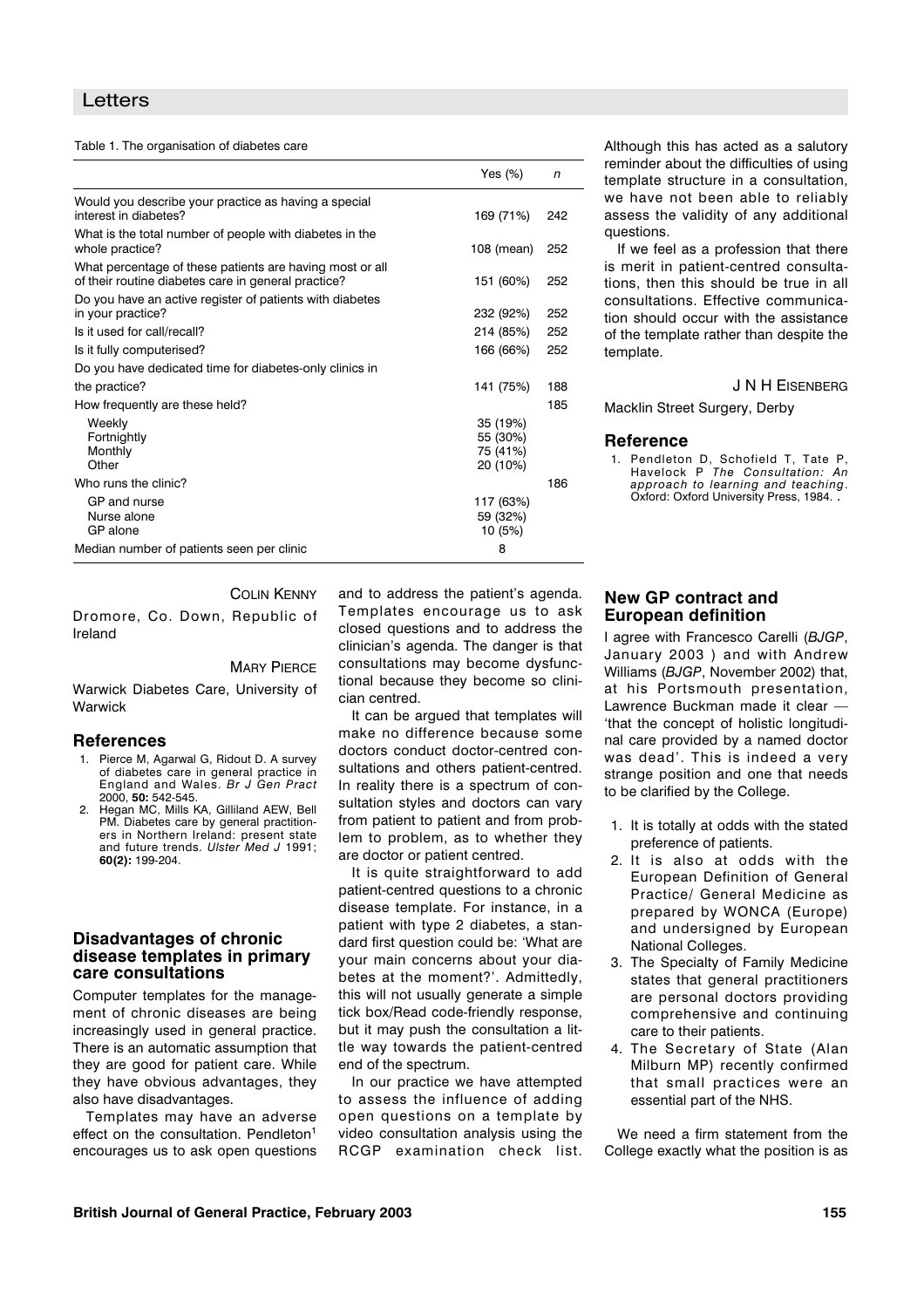Table 1. The organisation of diabetes care

| | Yes (%) | *n* |
|---|---|---|
| Would you describe your practice as having a special interest in diabetes? | 169 (71%) | 242 |
| What is the total number of people with diabetes in the whole practice? | 108 (mean) | 252 |
| What percentage of these patients are having most or all of their routine diabetes care in general practice? | 151 (60%) | 252 |
| Do you have an active register of patients with diabetes in your practice? | 232 (92%) | 252 |
| Is it used for call/recall? | 214 (85%) | 252 |
| Is it fully computerised? | 166 (66%) | 252 |
| Do you have dedicated time for diabetes-only clinics in the practice? | 141 (75%) | 188 |
| How frequently are these held? | | 185 |
| Weekly | 35 (19%) | |
| Fortnightly | 55 (30%) | |
| Monthly | 75 (41%) | |
| Other | 20 (10%) | |
| Who runs the clinic? | | 186 |
| GP and nurse | 117 (63%) | |
| Nurse alone | 59 (32%) | |
| GP alone | 10 (5%) | |
| Median number of patients seen per clinic | 8 | |

COLIN KENNY

Dromore, Co. Down, Republic of Ireland

MARY PIERCE

Warwick Diabetes Care, University of Warwick

### References

1. Pierce M, Agarwal G, Ridout D. A survey of diabetes care in general practice in England and Wales. *Br J Gen Pract* 2000, **50:** 542-545.
2. Hegan MC, Mills KA, Gilliland AEW, Bell PM. Diabetes care by general practitioners in Northern Ireland: present state and future trends. *Ulster Med J* 1991; **60(2):** 199-204.

## Disadvantages of chronic disease templates in primary care consultations

Computer templates for the management of chronic diseases are being increasingly used in general practice. There is an automatic assumption that they are good for patient care. While they have obvious advantages, they also have disadvantages.

Templates may have an adverse effect on the consultation. Pendleton[1] encourages us to ask open questions and to address the patient's agenda. Templates encourage us to ask closed questions and to address the clinician's agenda. The danger is that consultations may become dysfunctional because they become so clinician centred.

It can be argued that templates will make no difference because some doctors conduct doctor-centred consultations and others patient-centred. In reality there is a spectrum of consultation styles and doctors can vary from patient to patient and from problem to problem, as to whether they are doctor or patient centred.

It is quite straightforward to add patient-centred questions to a chronic disease template. For instance, in a patient with type 2 diabetes, a standard first question could be: 'What are your main concerns about your diabetes at the moment?'. Admittedly, this will not usually generate a simple tick box/Read code-friendly response, but it may push the consultation a little way towards the patient-centred end of the spectrum.

In our practice we have attempted to assess the influence of adding open questions on a template by video consultation analysis using the RCGP examination check list. Although this has acted as a salutory reminder about the difficulties of using template structure in a consultation, we have not been able to reliably assess the validity of any additional questions.

If we feel as a profession that there is merit in patient-centred consultations, then this should be true in all consultations. Effective communication should occur with the assistance of the template rather than despite the template.

J N H EISENBERG

Macklin Street Surgery, Derby

### Reference

1. Pendleton D, Schofield T, Tate P, Havelock P *The Consultation: An approach to learning and teaching*. Oxford: Oxford University Press, 1984. .

## New GP contract and European definition

I agree with Francesco Carelli (*BJGP*, January 2003 ) and with Andrew Williams (*BJGP*, November 2002) that, at his Portsmouth presentation, Lawrence Buckman made it clear — 'that the concept of holistic longitudinal care provided by a named doctor was dead'. This is indeed a very strange position and one that needs to be clarified by the College.

1. It is totally at odds with the stated preference of patients.
2. It is also at odds with the European Definition of General Practice/ General Medicine as prepared by WONCA (Europe) and undersigned by European National Colleges.
3. The Specialty of Family Medicine states that general practitioners are personal doctors providing comprehensive and continuing care to their patients.
4. The Secretary of State (Alan Milburn MP) recently confirmed that small practices were an essential part of the NHS.

We need a firm statement from the College exactly what the position is as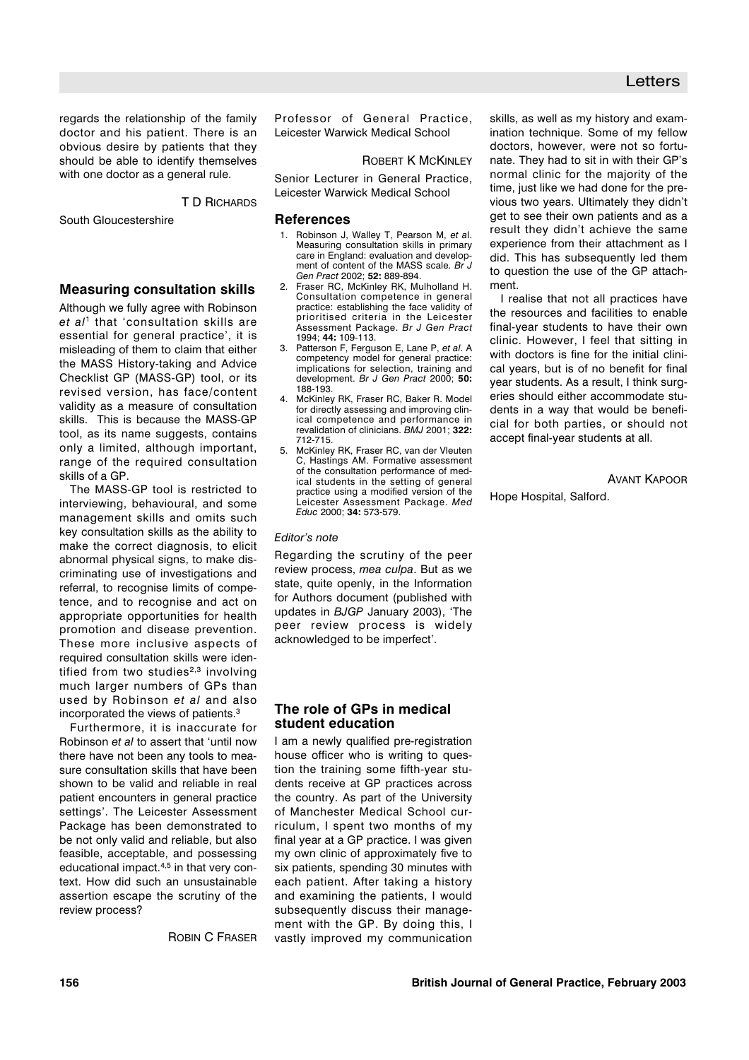regards the relationship of the family doctor and his patient. There is an obvious desire by patients that they should be able to identify themselves with one doctor as a general rule.

T D RICHARDS

South Gloucestershire

## Measuring consultation skills

Although we fully agree with Robinson *et al*[1] that 'consultation skills are essential for general practice', it is misleading of them to claim that either the MASS History-taking and Advice Checklist GP (MASS-GP) tool, or its revised version, has face/content validity as a measure of consultation skills. This is because the MASS-GP tool, as its name suggests, contains only a limited, although important, range of the required consultation skills of a GP.

The MASS-GP tool is restricted to interviewing, behavioural, and some management skills and omits such key consultation skills as the ability to make the correct diagnosis, to elicit abnormal physical signs, to make discriminating use of investigations and referral, to recognise limits of competence, and to recognise and act on appropriate opportunities for health promotion and disease prevention. These more inclusive aspects of required consultation skills were identified from two studies[2,3] involving much larger numbers of GPs than used by Robinson *et al* and also incorporated the views of patients.[3]

Furthermore, it is inaccurate for Robinson *et al* to assert that 'until now there have not been any tools to measure consultation skills that have been shown to be valid and reliable in real patient encounters in general practice settings'. The Leicester Assessment Package has been demonstrated to be not only valid and reliable, but also feasible, acceptable, and possessing educational impact.[4,5] in that very context. How did such an unsustainable assertion escape the scrutiny of the review process?

ROBIN C FRASER

Professor of General Practice, Leicester Warwick Medical School

ROBERT K MCKINLEY

Senior Lecturer in General Practice, Leicester Warwick Medical School

### References

1. Robinson J, Walley T, Pearson M, *et al*. Measuring consultation skills in primary care in England: evaluation and development of content of the MASS scale. *Br J Gen Pract* 2002; **52:** 889-894.
2. Fraser RC, McKinley RK, Mulholland H. Consultation competence in general practice: establishing the face validity of prioritised criteria in the Leicester Assessment Package. *Br J Gen Pract* 1994; **44:** 109-113.
3. Patterson F, Ferguson E, Lane P, *et al*. A competency model for general practice: implications for selection, training and development. *Br J Gen Pract* 2000; **50:** 188-193.
4. McKinley RK, Fraser RC, Baker R. Model for directly assessing and improving clinical competence and performance in revalidation of clinicians. *BMJ* 2001; **322:** 712-715.
5. McKinley RK, Fraser RC, van der Vleuten C, Hastings AM. Formative assessment of the consultation performance of medical students in the setting of general practice using a modified version of the Leicester Assessment Package. *Med Educ* 2000; **34:** 573-579.

*Editor's note*

Regarding the scrutiny of the peer review process, *mea culpa*. But as we state, quite openly, in the Information for Authors document (published with updates in *BJGP* January 2003), 'The peer review process is widely acknowledged to be imperfect'.

## The role of GPs in medical student education

I am a newly qualified pre-registration house officer who is writing to question the training some fifth-year students receive at GP practices across the country. As part of the University of Manchester Medical School curriculum, I spent two months of my final year at a GP practice. I was given my own clinic of approximately five to six patients, spending 30 minutes with each patient. After taking a history and examining the patients, I would subsequently discuss their management with the GP. By doing this, I vastly improved my communication skills, as well as my history and examination technique. Some of my fellow doctors, however, were not so fortunate. They had to sit in with their GP's normal clinic for the majority of the time, just like we had done for the previous two years. Ultimately they didn't get to see their own patients and as a result they didn't achieve the same experience from their attachment as I did. This has subsequently led them to question the use of the GP attachment.

I realise that not all practices have the resources and facilities to enable final-year students to have their own clinic. However, I feel that sitting in with doctors is fine for the initial clinical years, but is of no benefit for final year students. As a result, I think surgeries should either accommodate students in a way that would be beneficial for both parties, or should not accept final-year students at all.

AVANT KAPOOR

Hope Hospital, Salford.